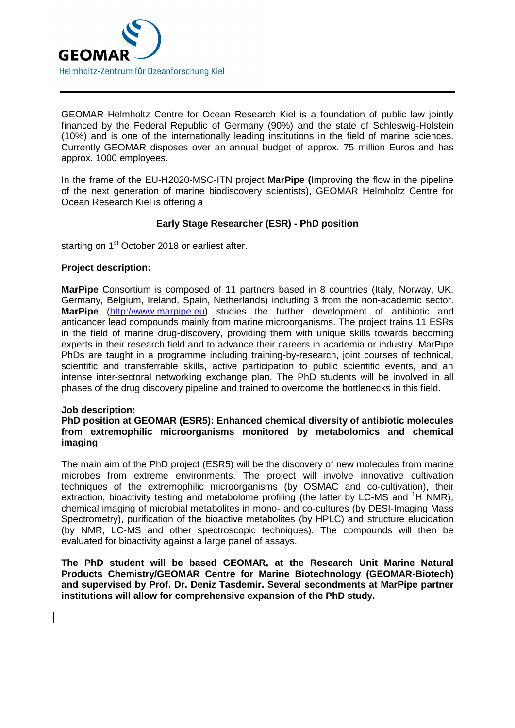GEOMAR Helmholtz Centre for Ocean Research Kiel is a foundation of public law jointly financed by the Federal Republic of Germany (90%) and the state of Schleswig-Holstein (10%) and is one of the internationally leading institutions in the field of marine sciences. Currently GEOMAR disposes over an annual budget of approx. 75 million Euros and has approx. 1000 employees.

In the frame of the EU-H2020-MSC-ITN project **MarPipe (**Improving the flow in the pipeline of the next generation of marine biodiscovery scientists), GEOMAR Helmholtz Centre for Ocean Research Kiel is offering a

**Early Stage Researcher (ESR) - PhD position**

starting on 1st October 2018 or earliest after.

**Project description:**

**MarPipe** Consortium is composed of 11 partners based in 8 countries (Italy, Norway, UK, Germany, Belgium, Ireland, Spain, Netherlands) including 3 from the non-academic sector. **MarPipe** (http://www.marpipe.eu) studies the further development of antibiotic and anticancer lead compounds mainly from marine microorganisms. The project trains 11 ESRs in the field of marine drug-discovery, providing them with unique skills towards becoming experts in their research field and to advance their careers in academia or industry. MarPipe PhDs are taught in a programme including training-by-research, joint courses of technical, scientific and transferrable skills, active participation to public scientific events, and an intense inter-sectoral networking exchange plan. The PhD students will be involved in all phases of the drug discovery pipeline and trained to overcome the bottlenecks in this field.

**Job description:**

**PhD position at GEOMAR (ESR5): Enhanced chemical diversity of antibiotic molecules from extremophilic microorganisms monitored by metabolomics and chemical imaging**

The main aim of the PhD project (ESR5) will be the discovery of new molecules from marine microbes from extreme environments. The project will involve innovative cultivation techniques of the extremophilic microorganisms (by OSMAC and co-cultivation), their extraction, bioactivity testing and metabolome profiling (the latter by LC-MS and $^1$H NMR), chemical imaging of microbial metabolites in mono- and co-cultures (by DESI-Imaging Mass Spectrometry), purification of the bioactive metabolites (by HPLC) and structure elucidation (by NMR, LC-MS and other spectroscopic techniques). The compounds will then be evaluated for bioactivity against a large panel of assays.

**The PhD student will be based GEOMAR, at the Research Unit Marine Natural Products Chemistry/GEOMAR Centre for Marine Biotechnology (GEOMAR-Biotech) and supervised by Prof. Dr. Deniz Tasdemir. Several secondments at MarPipe partner institutions will allow for comprehensive expansion of the PhD study.**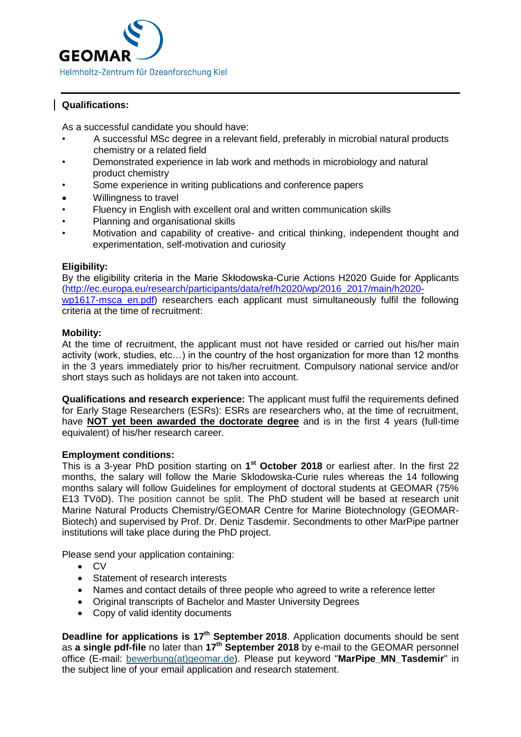**Qualifications:**

As a successful candidate you should have:

- A successful MSc degree in a relevant field, preferably in microbial natural products chemistry or a related field
- Demonstrated experience in lab work and methods in microbiology and natural product chemistry
- Some experience in writing publications and conference papers
- Willingness to travel
- Fluency in English with excellent oral and written communication skills
- Planning and organisational skills
- Motivation and capability of creative- and critical thinking, independent thought and experimentation, self-motivation and curiosity

**Eligibility:**
By the eligibility criteria in the Marie Skłodowska-Curie Actions H2020 Guide for Applicants (http://ec.europa.eu/research/participants/data/ref/h2020/wp/2016_2017/main/h2020-wp1617-msca_en.pdf) researchers each applicant must simultaneously fulfil the following criteria at the time of recruitment:

**Mobility:**
At the time of recruitment, the applicant must not have resided or carried out his/her main activity (work, studies, etc…) in the country of the host organization for more than 12 months in the 3 years immediately prior to his/her recruitment. Compulsory national service and/or short stays such as holidays are not taken into account.

**Qualifications and research experience:** The applicant must fulfil the requirements defined for Early Stage Researchers (ESRs): ESRs are researchers who, at the time of recruitment, have **NOT yet been awarded the doctorate degree** and is in the first 4 years (full-time equivalent) of his/her research career.

**Employment conditions:**
This is a 3-year PhD position starting on **1st October 2018** or earliest after. In the first 22 months, the salary will follow the Marie Sklodowska-Curie rules whereas the 14 following months salary will follow Guidelines for employment of doctoral students at GEOMAR (75% E13 TVöD). The position cannot be split. The PhD student will be based at research unit Marine Natural Products Chemistry/GEOMAR Centre for Marine Biotechnology (GEOMAR-Biotech) and supervised by Prof. Dr. Deniz Tasdemir. Secondments to other MarPipe partner institutions will take place during the PhD project.

Please send your application containing:

- CV
- Statement of research interests
- Names and contact details of three people who agreed to write a reference letter
- Original transcripts of Bachelor and Master University Degrees
- Copy of valid identity documents

**Deadline for applications is 17th September 2018**. Application documents should be sent as **a single pdf-file** no later than **17th September 2018** by e-mail to the GEOMAR personnel office (E-mail: bewerbung(at)geomar.de). Please put keyword "**MarPipe_MN_Tasdemir**" in the subject line of your email application and research statement.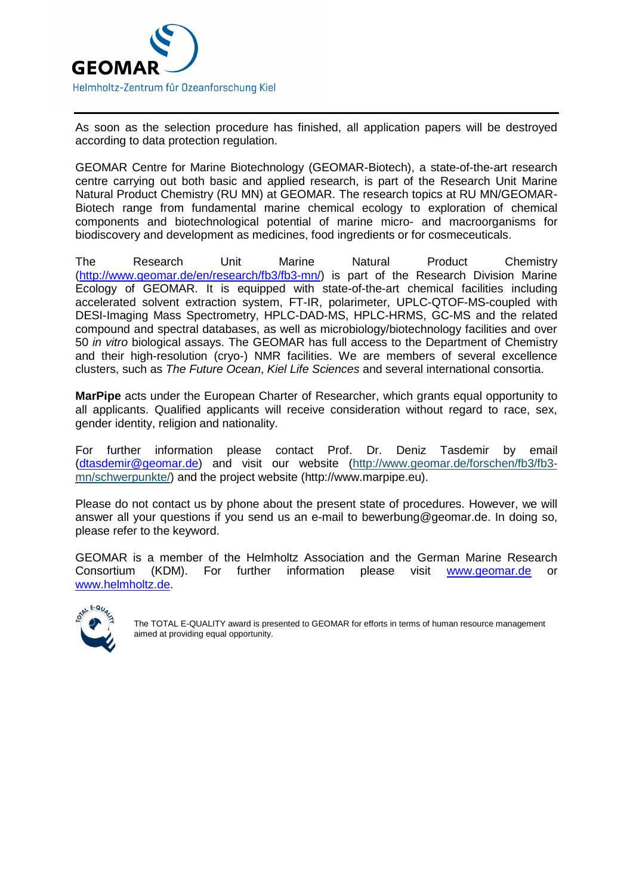As soon as the selection procedure has finished, all application papers will be destroyed according to data protection regulation.

GEOMAR Centre for Marine Biotechnology (GEOMAR-Biotech), a state-of-the-art research centre carrying out both basic and applied research, is part of the Research Unit Marine Natural Product Chemistry (RU MN) at GEOMAR. The research topics at RU MN/GEOMAR-Biotech range from fundamental marine chemical ecology to exploration of chemical components and biotechnological potential of marine micro- and macroorganisms for biodiscovery and development as medicines, food ingredients or for cosmeceuticals.

The Research Unit Marine Natural Product Chemistry (http://www.geomar.de/en/research/fb3/fb3-mn/) is part of the Research Division Marine Ecology of GEOMAR. It is equipped with state-of-the-art chemical facilities including accelerated solvent extraction system, FT-IR, polarimeter, UPLC-QTOF-MS-coupled with DESI-Imaging Mass Spectrometry, HPLC-DAD-MS, HPLC-HRMS, GC-MS and the related compound and spectral databases, as well as microbiology/biotechnology facilities and over 50 *in vitro* biological assays. The GEOMAR has full access to the Department of Chemistry and their high-resolution (cryo-) NMR facilities. We are members of several excellence clusters, such as *The Future Ocean*, *Kiel Life Sciences* and several international consortia.

**MarPipe** acts under the European Charter of Researcher, which grants equal opportunity to all applicants. Qualified applicants will receive consideration without regard to race, sex, gender identity, religion and nationality.

For further information please contact Prof. Dr. Deniz Tasdemir by email (dtasdemir@geomar.de) and visit our website (http://www.geomar.de/forschen/fb3/fb3-mn/schwerpunkte/) and the project website (http://www.marpipe.eu).

Please do not contact us by phone about the present state of procedures. However, we will answer all your questions if you send us an e-mail to bewerbung@geomar.de. In doing so, please refer to the keyword.

GEOMAR is a member of the Helmholtz Association and the German Marine Research Consortium (KDM). For further information please visit www.geomar.de or www.helmholtz.de.

The TOTAL E-QUALITY award is presented to GEOMAR for efforts in terms of human resource management aimed at providing equal opportunity.